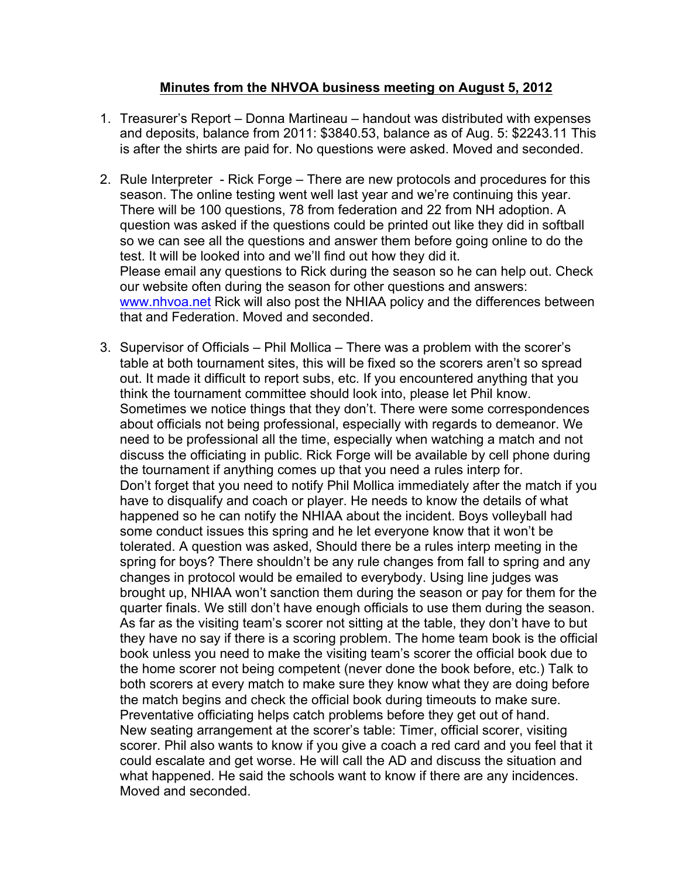**Minutes from the NHVOA business meeting on August 5, 2012**

1. Treasurer's Report – Donna Martineau – handout was distributed with expenses and deposits, balance from 2011: $3840.53, balance as of Aug. 5: $2243.11 This is after the shirts are paid for. No questions were asked. Moved and seconded.

2. Rule Interpreter - Rick Forge – There are new protocols and procedures for this season. The online testing went well last year and we're continuing this year. There will be 100 questions, 78 from federation and 22 from NH adoption. A question was asked if the questions could be printed out like they did in softball so we can see all the questions and answer them before going online to do the test. It will be looked into and we'll find out how they did it.
   Please email any questions to Rick during the season so he can help out. Check our website often during the season for other questions and answers: www.nhvoa.net Rick will also post the NHIAA policy and the differences between that and Federation. Moved and seconded.

3. Supervisor of Officials – Phil Mollica – There was a problem with the scorer's table at both tournament sites, this will be fixed so the scorers aren't so spread out. It made it difficult to report subs, etc. If you encountered anything that you think the tournament committee should look into, please let Phil know. Sometimes we notice things that they don't. There were some correspondences about officials not being professional, especially with regards to demeanor. We need to be professional all the time, especially when watching a match and not discuss the officiating in public. Rick Forge will be available by cell phone during the tournament if anything comes up that you need a rules interp for.
   Don't forget that you need to notify Phil Mollica immediately after the match if you have to disqualify and coach or player. He needs to know the details of what happened so he can notify the NHIAA about the incident. Boys volleyball had some conduct issues this spring and he let everyone know that it won't be tolerated. A question was asked, Should there be a rules interp meeting in the spring for boys? There shouldn't be any rule changes from fall to spring and any changes in protocol would be emailed to everybody. Using line judges was brought up, NHIAA won't sanction them during the season or pay for them for the quarter finals. We still don't have enough officials to use them during the season. As far as the visiting team's scorer not sitting at the table, they don't have to but they have no say if there is a scoring problem. The home team book is the official book unless you need to make the visiting team's scorer the official book due to the home scorer not being competent (never done the book before, etc.) Talk to both scorers at every match to make sure they know what they are doing before the match begins and check the official book during timeouts to make sure. Preventative officiating helps catch problems before they get out of hand.
   New seating arrangement at the scorer's table: Timer, official scorer, visiting scorer. Phil also wants to know if you give a coach a red card and you feel that it could escalate and get worse. He will call the AD and discuss the situation and what happened. He said the schools want to know if there are any incidences. Moved and seconded.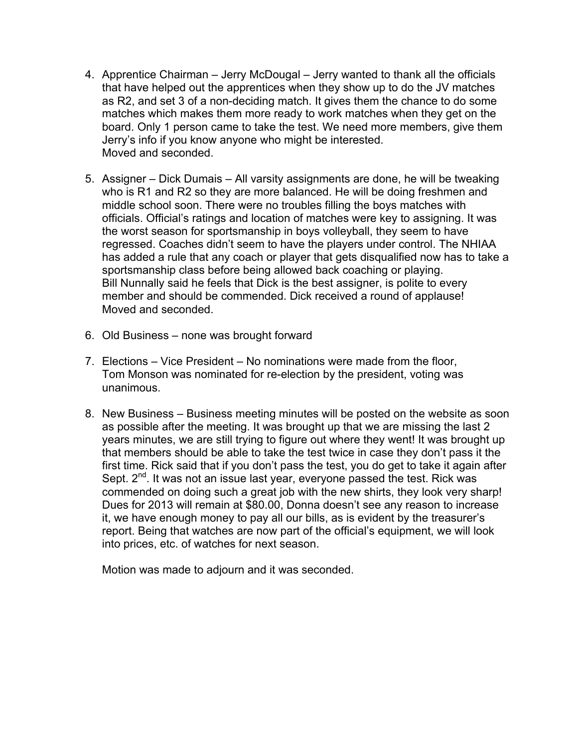4. Apprentice Chairman – Jerry McDougal – Jerry wanted to thank all the officials that have helped out the apprentices when they show up to do the JV matches as R2, and set 3 of a non-deciding match. It gives them the chance to do some matches which makes them more ready to work matches when they get on the board. Only 1 person came to take the test. We need more members, give them Jerry's info if you know anyone who might be interested.
   Moved and seconded.

5. Assigner – Dick Dumais – All varsity assignments are done, he will be tweaking who is R1 and R2 so they are more balanced. He will be doing freshmen and middle school soon. There were no troubles filling the boys matches with officials. Official's ratings and location of matches were key to assigning. It was the worst season for sportsmanship in boys volleyball, they seem to have regressed. Coaches didn't seem to have the players under control. The NHIAA has added a rule that any coach or player that gets disqualified now has to take a sportsmanship class before being allowed back coaching or playing.
   Bill Nunnally said he feels that Dick is the best assigner, is polite to every member and should be commended. Dick received a round of applause!
   Moved and seconded.

6. Old Business – none was brought forward

7. Elections – Vice President – No nominations were made from the floor, Tom Monson was nominated for re-election by the president, voting was unanimous.

8. New Business – Business meeting minutes will be posted on the website as soon as possible after the meeting. It was brought up that we are missing the last 2 years minutes, we are still trying to figure out where they went! It was brought up that members should be able to take the test twice in case they don't pass it the first time. Rick said that if you don't pass the test, you do get to take it again after Sept. 2nd. It was not an issue last year, everyone passed the test. Rick was commended on doing such a great job with the new shirts, they look very sharp! Dues for 2013 will remain at $80.00, Donna doesn't see any reason to increase it, we have enough money to pay all our bills, as is evident by the treasurer's report. Being that watches are now part of the official's equipment, we will look into prices, etc. of watches for next season.

   Motion was made to adjourn and it was seconded.